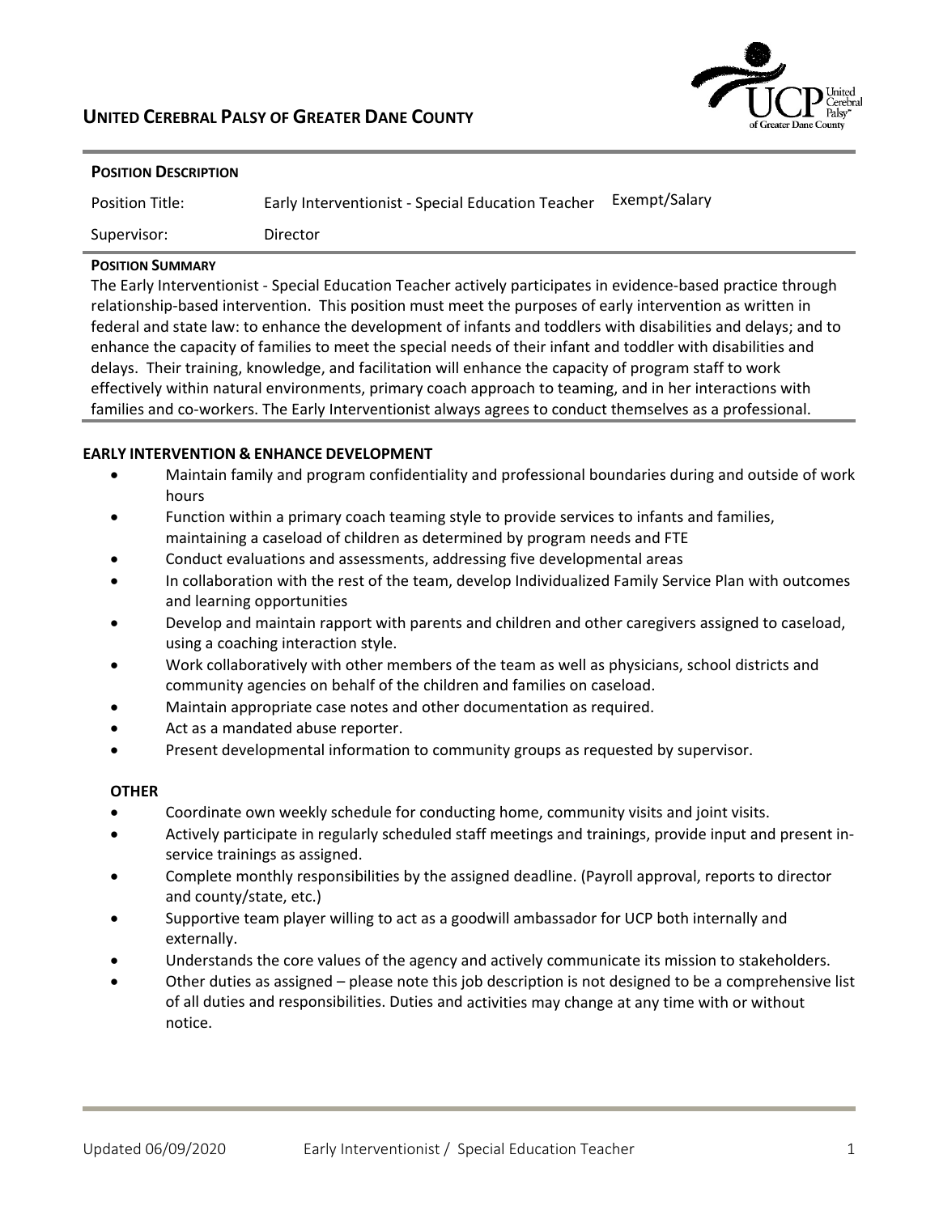# UNITED CEREBRAL PALSY OF GREATER DANE COUNTY

**POSITION DESCRIPTION**

| | | |
|---|---|---|
| Position Title: | Early Interventionist - Special Education Teacher | Exempt/Salary |
| Supervisor: | Director | |

**POSITION SUMMARY**

The Early Interventionist - Special Education Teacher actively participates in evidence-based practice through relationship-based intervention. This position must meet the purposes of early intervention as written in federal and state law: to enhance the development of infants and toddlers with disabilities and delays; and to enhance the capacity of families to meet the special needs of their infant and toddler with disabilities and delays. Their training, knowledge, and facilitation will enhance the capacity of program staff to work effectively within natural environments, primary coach approach to teaming, and in her interactions with families and co-workers. The Early Interventionist always agrees to conduct themselves as a professional.

## EARLY INTERVENTION & ENHANCE DEVELOPMENT

- Maintain family and program confidentiality and professional boundaries during and outside of work hours
- Function within a primary coach teaming style to provide services to infants and families, maintaining a caseload of children as determined by program needs and FTE
- Conduct evaluations and assessments, addressing five developmental areas
- In collaboration with the rest of the team, develop Individualized Family Service Plan with outcomes and learning opportunities
- Develop and maintain rapport with parents and children and other caregivers assigned to caseload, using a coaching interaction style.
- Work collaboratively with other members of the team as well as physicians, school districts and community agencies on behalf of the children and families on caseload.
- Maintain appropriate case notes and other documentation as required.
- Act as a mandated abuse reporter.
- Present developmental information to community groups as requested by supervisor.

## OTHER

- Coordinate own weekly schedule for conducting home, community visits and joint visits.
- Actively participate in regularly scheduled staff meetings and trainings, provide input and present in-service trainings as assigned.
- Complete monthly responsibilities by the assigned deadline. (Payroll approval, reports to director and county/state, etc.)
- Supportive team player willing to act as a goodwill ambassador for UCP both internally and externally.
- Understands the core values of the agency and actively communicate its mission to stakeholders.
- Other duties as assigned – please note this job description is not designed to be a comprehensive list of all duties and responsibilities. Duties and activities may change at any time with or without notice.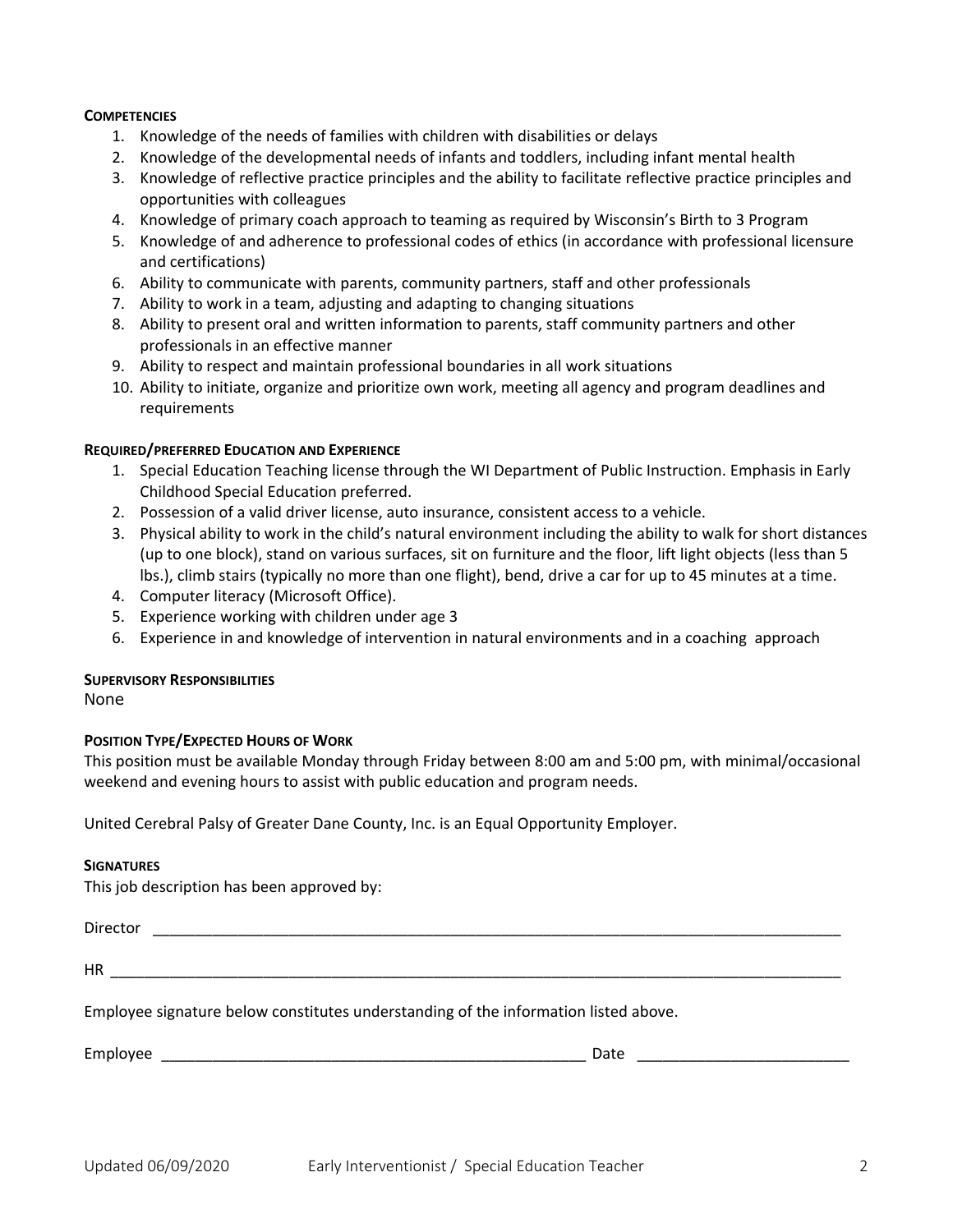**COMPETENCIES**

1. Knowledge of the needs of families with children with disabilities or delays
2. Knowledge of the developmental needs of infants and toddlers, including infant mental health
3. Knowledge of reflective practice principles and the ability to facilitate reflective practice principles and opportunities with colleagues
4. Knowledge of primary coach approach to teaming as required by Wisconsin's Birth to 3 Program
5. Knowledge of and adherence to professional codes of ethics (in accordance with professional licensure and certifications)
6. Ability to communicate with parents, community partners, staff and other professionals
7. Ability to work in a team, adjusting and adapting to changing situations
8. Ability to present oral and written information to parents, staff community partners and other professionals in an effective manner
9. Ability to respect and maintain professional boundaries in all work situations
10. Ability to initiate, organize and prioritize own work, meeting all agency and program deadlines and requirements

**REQUIRED/PREFERRED EDUCATION AND EXPERIENCE**

1. Special Education Teaching license through the WI Department of Public Instruction. Emphasis in Early Childhood Special Education preferred.
2. Possession of a valid driver license, auto insurance, consistent access to a vehicle.
3. Physical ability to work in the child's natural environment including the ability to walk for short distances (up to one block), stand on various surfaces, sit on furniture and the floor, lift light objects (less than 5 lbs.), climb stairs (typically no more than one flight), bend, drive a car for up to 45 minutes at a time.
4. Computer literacy (Microsoft Office).
5. Experience working with children under age 3
6. Experience in and knowledge of intervention in natural environments and in a coaching approach

**SUPERVISORY RESPONSIBILITIES**

None

**POSITION TYPE/EXPECTED HOURS OF WORK**

This position must be available Monday through Friday between 8:00 am and 5:00 pm, with minimal/occasional weekend and evening hours to assist with public education and program needs.

United Cerebral Palsy of Greater Dane County, Inc. is an Equal Opportunity Employer.

**SIGNATURES**

This job description has been approved by:

Director ______________________________________________________________________________

HR ___________________________________________________________________________________

Employee signature below constitutes understanding of the information listed above.

Employee ___________________________________________________ Date _________________________

Updated 06/09/2020 Early Interventionist / Special Education Teacher